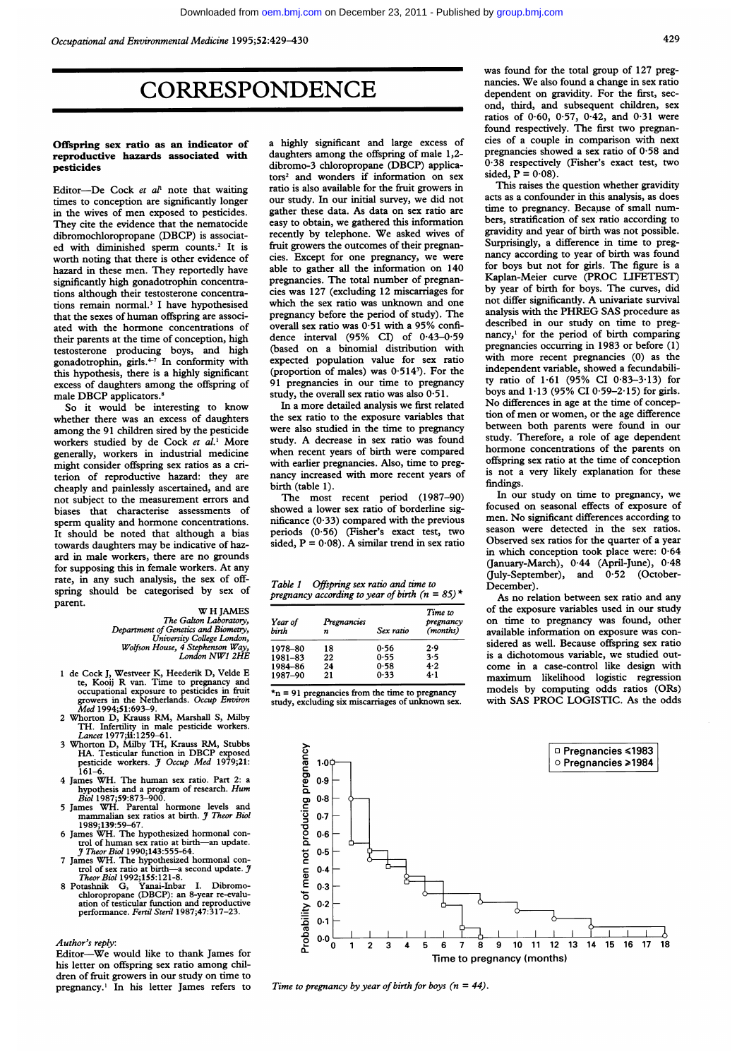# CORRESPONDENCE

**Offspring sex ratio as an indicator of reproductive hazards associated with pesticides**

Editor—De Cock *et al*[1] note that waiting times to conception are significantly longer in the wives of men exposed to pesticides. They cite the evidence that the nematocide dibromochloropropane (DBCP) is associated with diminished sperm counts.[2] It is worth noting that there is other evidence of hazard in these men. They reportedly have significantly high gonadotrophin concentrations although their testosterone concentrations remain normal.[3] I have hypothesised that the sexes of human offspring are associated with the hormone concentrations of their parents at the time of conception, high testosterone producing boys, and high gonadotrophin, girls.[4-7] In conformity with this hypothesis, there is a highly significant excess of daughters among the offspring of male DBCP applicators.[8]

So it would be interesting to know whether there was an excess of daughters among the 91 children sired by the pesticide workers studied by de Cock *et al*.[1] More generally, workers in industrial medicine might consider offspring sex ratios as a criterion of reproductive hazard: they are cheaply and painlessly ascertained, and are not subject to the measurement errors and biases that characterise assessments of sperm quality and hormone concentrations. It should be noted that although a bias towards daughters may be indicative of hazard in male workers, there are no grounds for supposing this in female workers. At any rate, in any such analysis, the sex of offspring should be categorised by sex of parent.

W H JAMES
*The Galton Laboratory, Department of Genetics and Biometry, University College London, Wolfson House, 4 Stephenson Way, London NW1 2HE*

1. de Cock J, Westveer K, Heederik D, Velde E te, Kooij R van. Time to pregnancy and occupational exposure to pesticides in fruit growers in the Netherlands. *Occup Environ Med* 1994;**51**:693–9.
2. Whorton D, Krauss RM, Marshall S, Milby TH. Infertility in male pesticide workers. *Lancet* 1977;**ii**:1259–61.
3. Whorton D, Milby TH, Krauss RM, Stubbs HA. Testicular function in DBCP exposed pesticide workers. *J Occup Med* 1979;**21**: 161–6.
4. James WH. The human sex ratio. Part 2: a hypothesis and a program of research. *Hum Biol* 1987;**59**:873–900.
5. James WH. Parental hormone levels and mammalian sex ratios at birth. *J Theor Biol* 1989;**139**:59–67.
6. James WH. The hypothesized hormonal control of human sex ratio at birth—an update. *J Theor Biol* 1990;**143**:555–64.
7. James WH. The hypothesized hormonal control of sex ratio at birth—a second update. *J Theor Biol* 1992;**155**:121–8.
8. Potashnik G, Yanai-Inbar I. Dibromochloropropane (DBCP): an 8-year re-evaluation of testicular function and reproductive performance. *Fertil Steril* 1987;**47**:317–23.

*Author's reply:*

Editor—We would like to thank James for his letter on offspring sex ratio among children of fruit growers in our study on time to pregnancy.[1] In his letter James refers to a highly significant and large excess of daughters among the offspring of male 1,2-dibromo-3 chloropropane (DBCP) applicators[2] and wonders if information on sex ratio is also available for the fruit growers in our study. In our initial survey, we did not gather these data. As data on sex ratio are easy to obtain, we gathered this information recently by telephone. We asked wives of fruit growers the outcomes of their pregnancies. Except for one pregnancy, we were able to gather all the information on 140 pregnancies. The total number of pregnancies was 127 (excluding 12 miscarriages for which the sex ratio was unknown and one pregnancy before the period of study). The overall sex ratio was 0·51 with a 95% confidence interval (95% CI) of 0·43–0·59 (based on a binomial distribution with expected population value for sex ratio (proportion of males) was 0·514[3]). For the 91 pregnancies in our time to pregnancy study, the overall sex ratio was also 0·51.

In a more detailed analysis we first related the sex ratio to the exposure variables that were also studied in the time to pregnancy study. A decrease in sex ratio was found when recent years of birth were compared with earlier pregnancies. Also, time to pregnancy increased with more recent years of birth (table 1).

The most recent period (1987–90) showed a lower sex ratio of borderline significance (0·33) compared with the previous periods (0·56) (Fisher's exact test, two sided, $P = 0·08$). A similar trend in sex ratio was found for the total group of 127 pregnancies. We also found a change in sex ratio dependent on gravidity. For the first, second, third, and subsequent children, sex ratios of 0·60, 0·57, 0·42, and 0·31 were found respectively. The first two pregnancies of a couple in comparison with next pregnancies showed a sex ratio of 0·58 and 0·38 respectively (Fisher's exact test, two sided, $P = 0·08$).

*Table 1 Offspring sex ratio and time to pregnancy according to year of birth (n = 85)\**

| Year of birth | Pregnancies n | Sex ratio | Time to pregnancy (months) |
|---|---|---|---|
| 1978–80 | 18 | 0·56 | 2·9 |
| 1981–83 | 22 | 0·55 | 3·5 |
| 1984–86 | 24 | 0·58 | 4·2 |
| 1987–90 | 21 | 0·33 | 4·1 |

\*n = 91 pregnancies from the time to pregnancy study, excluding six miscarriages of unknown sex.

This raises the question whether gravidity acts as a confounder in this analysis, as does time to pregnancy. Because of small numbers, stratification of sex ratio according to gravidity and year of birth was not possible. Surprisingly, a difference in time to pregnancy according to year of birth was found for boys but not for girls. The figure is a Kaplan-Meier curve (PROC LIFETEST) by year of birth for boys. The curves, did not differ significantly. A univariate survival analysis with the PHREG SAS procedure as described in our study on time to pregnancy,[1] for the period of birth comparing pregnancies occurring in 1983 or before (1) with more recent pregnancies (0) as the independent variable, showed a fecundability ratio of 1·61 (95% CI 0·83–3·13) for boys and 1·13 (95% CI 0·59–2·15) for girls. No differences in age at the time of conception of men or women, or the age difference between both parents were found in our study. Therefore, a role of age dependent hormone concentrations of the parents on offspring sex ratio at the time of conception is not a very likely explanation for these findings.

In our study on time to pregnancy, we focused on seasonal effects of exposure of men. No significant differences according to season were detected in the sex ratios. Observed sex ratios for the quarter of a year in which conception took place were: 0·64 (January-March), 0·44 (April-June), 0·48 (July-September), and 0·52 (October-December).

As no relation between sex ratio and any of the exposure variables used in our study on time to pregnancy was found, other available information on exposure was considered as well. Because offspring sex ratio is a dichotomous variable, we studied outcome in a case-control like design with maximum likelihood logistic regression models by computing odds ratios (ORs) with SAS PROC LOGISTIC. As the odds

*Time to pregnancy by year of birth for boys (n = 44).*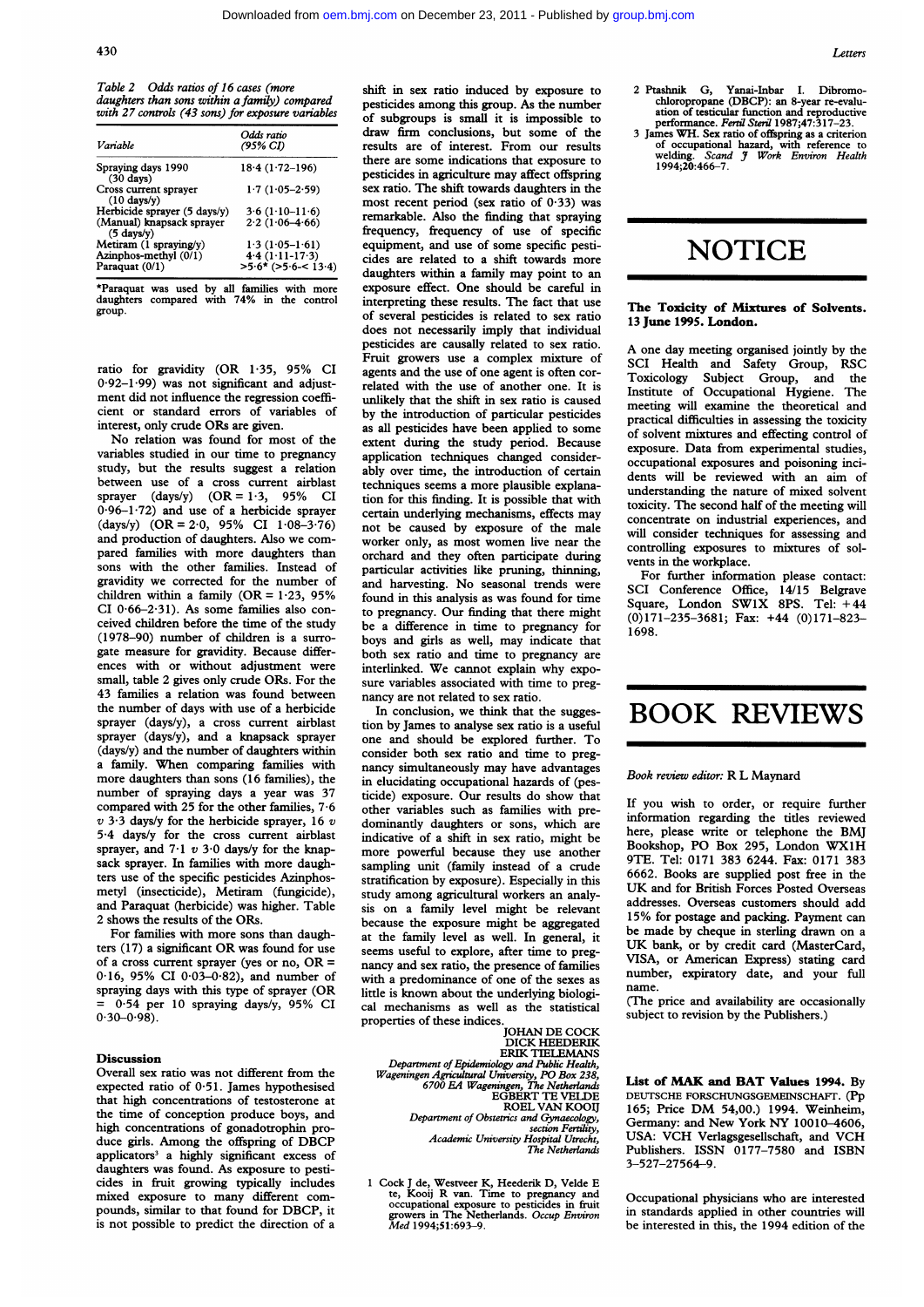*Table 2 Odds ratios of 16 cases (more daughters than sons within a family) compared with 27 controls (43 sons) for exposure variables*

| Variable | Odds ratio (95% CI) |
|---|---|
| Spraying days 1990 (30 days) | 18·4 (1·72–196) |
| Cross current sprayer (10 days/y) | 1·7 (1·05–2·59) |
| Herbicide sprayer (5 days/y) | 3·6 (1·10–11·6) |
| (Manual) knapsack sprayer (5 days/y) | 2·2 (1·06–4·66) |
| Metiram (1 spraying/y) | 1·3 (1·05–1·61) |
| Azinphos-methyl (0/1) | 4·4 (1·11–17·3) |
| Paraquat (0/1) | >5·6* (>5·6–< 13·4) |

*Paraquat was used by all families with more daughters compared with 74% in the control group.

ratio for gravidity (OR 1·35, 95% CI 0·92–1·99) was not significant and adjustment did not influence the regression coefficient or standard errors of variables of interest, only crude ORs are given.

No relation was found for most of the variables studied in our time to pregnancy study, but the results suggest a relation between use of a cross current airblast sprayer (days/y) (OR = 1·3, 95% CI 0·96–1·72) and use of a herbicide sprayer (days/y) (OR = 2·0, 95% CI 1·08–3·76) and production of daughters. Also we compared families with more daughters than sons with the other families. Instead of gravidity we corrected for the number of children within a family (OR = 1·23, 95% CI 0·66–2·31). As some families also conceived children before the time of the study (1978–90) number of children is a surrogate measure for gravidity. Because differences with or without adjustment were small, table 2 gives only crude ORs. For the 43 families a relation was found between the number of days with use of a herbicide sprayer (days/y), a cross current airblast sprayer (days/y), and a knapsack sprayer (days/y) and the number of daughters within a family. When comparing families with more daughters than sons (16 families), the number of spraying days a year was 37 compared with 25 for the other families, 7·6 *v* 3·3 days/y for the herbicide sprayer, 16 *v* 5·4 days/y for the cross current airblast sprayer, and 7·1 *v* 3·0 days/y for the knapsack sprayer. In families with more daughters use of the specific pesticides Azinphos-metyl (insecticide), Metiram (fungicide), and Paraquat (herbicide) was higher. Table 2 shows the results of the ORs.

For families with more sons than daughters (17) a significant OR was found for use of a cross current sprayer (yes or no, OR = 0·16, 95% CI 0·03–0·82), and number of spraying days with this type of sprayer (OR = 0·54 per 10 spraying days/y, 95% CI 0·30–0·98).

## Discussion

Overall sex ratio was not different from the expected ratio of 0·51. James hypothesised that high concentrations of testosterone at the time of conception produce boys, and high concentrations of gonadotrophin produce girls. Among the offspring of DBCP applicators[3] a highly significant excess of daughters was found. As exposure to pesticides in fruit growing typically includes mixed exposure to many different compounds, similar to that found for DBCP, it is not possible to predict the direction of a shift in sex ratio induced by exposure to pesticides among this group. As the number of subgroups is small it is impossible to draw firm conclusions, but some of the results are of interest. From our results there are some indications that exposure to pesticides in agriculture may affect offspring sex ratio. The shift towards daughters in the most recent period (sex ratio of 0·33) was remarkable. Also the finding that spraying frequency, frequency of use of specific equipment, and use of some specific pesticides are related to a shift towards more daughters within a family may point to an exposure effect. One should be careful in interpreting these results. The fact that use of several pesticides is related to sex ratio does not necessarily imply that individual pesticides are causally related to sex ratio. Fruit growers use a complex mixture of agents and the use of one agent is often correlated with the use of another one. It is unlikely that the shift in sex ratio is caused by the introduction of particular pesticides as all pesticides have been applied to some extent during the study period. Because application techniques changed considerably over time, the introduction of certain techniques seems a more plausible explanation for this finding. It is possible that with certain underlying mechanisms, effects may not be caused by exposure of the male worker only, as most women live near the orchard and they often participate during particular activities like pruning, thinning, and harvesting. No seasonal trends were found in this analysis as was found for time to pregnancy. Our finding that there might be a difference in time to pregnancy for boys and girls as well, may indicate that both sex ratio and time to pregnancy are interlinked. We cannot explain why exposure variables associated with time to pregnancy are not related to sex ratio.

In conclusion, we think that the suggestion by James to analyse sex ratio is a useful one and should be explored further. To consider both sex ratio and time to pregnancy simultaneously may have advantages in elucidating occupational hazards of (pesticide) exposure. Our results do show that other variables such as families with predominantly daughters or sons, which are indicative of a shift in sex ratio, might be more powerful because they use another sampling unit (family instead of a crude stratification by exposure). Especially in this study among agricultural workers an analysis on a family level might be relevant because the exposure might be aggregated at the family level as well. In general, it seems useful to explore, after time to pregnancy and sex ratio, the presence of families with a predominance of one of the sexes as little is known about the underlying biological mechanisms as well as the statistical properties of these indices.

JOHAN DE COCK
DICK HEEDERIK
ERIK TIELEMANS
*Department of Epidemiology and Public Health, Wageningen Agricultural University, PO Box 238, 6700 EA Wageningen, The Netherlands*
EGBERT TE VELDE
ROEL VAN KOOIJ
*Department of Obstetrics and Gynaecology, section Fertility, Academic University Hospital Utrecht, The Netherlands*

1 Cock J de, Westveer K, Heederik D, Velde E te, Kooij R van. Time to pregnancy and occupational exposure to pesticides in fruit growers in The Netherlands. *Occup Environ Med* 1994;51:693–9.
2 Ptashnik G, Yanai-Inbar I. Dibromochloropropane (DBCP): an 8-year re-evaluation of testicular function and reproductive performance. *Fertil Steril* 1987;47:317–23.
3 James WH. Sex ratio of offspring as a criterion of occupational hazard, with reference to welding. *Scand J Work Environ Health* 1994;20:466–7.

# NOTICE

**The Toxicity of Mixtures of Solvents. 13 June 1995. London.**

A one day meeting organised jointly by the SCI Health and Safety Group, RSC Toxicology Subject Group, and the Institute of Occupational Hygiene. The meeting will examine the theoretical and practical difficulties in assessing the toxicity of solvent mixtures and effecting control of exposure. Data from experimental studies, occupational exposures and poisoning incidents will be reviewed with an aim of understanding the nature of mixed solvent toxicity. The second half of the meeting will concentrate on industrial experiences, and will consider techniques for assessing and controlling exposures to mixtures of solvents in the workplace.

For further information please contact: SCI Conference Office, 14/15 Belgrave Square, London SW1X 8PS. Tel: +44 (0)171–235–3681; Fax: +44 (0)171–823–1698.

# BOOK REVIEWS

*Book review editor:* R L Maynard

If you wish to order, or require further information regarding the titles reviewed here, please write or telephone the BMJ Bookshop, PO Box 295, London WX1H 9TE. Tel: 0171 383 6244. Fax: 0171 383 6662. Books are supplied post free in the UK and for British Forces Posted Overseas addresses. Overseas customers should add 15% for postage and packing. Payment can be made by cheque in sterling drawn on a UK bank, or by credit card (MasterCard, VISA, or American Express) stating card number, expiratory date, and your full name.
(The price and availability are occasionally subject to revision by the Publishers.)

**List of MAK and BAT Values 1994.** By DEUTSCHE FORSCHUNGSGEMEINSCHAFT. (Pp 165; Price DM 54,00.) 1994. Weinheim, Germany: and New York NY 10010–4606, USA: VCH Verlagsgesellschaft, and VCH Publishers. ISSN 0177–7580 and ISBN 3–527–27564–9.

Occupational physicians who are interested in standards applied in other countries will be interested in this, the 1994 edition of the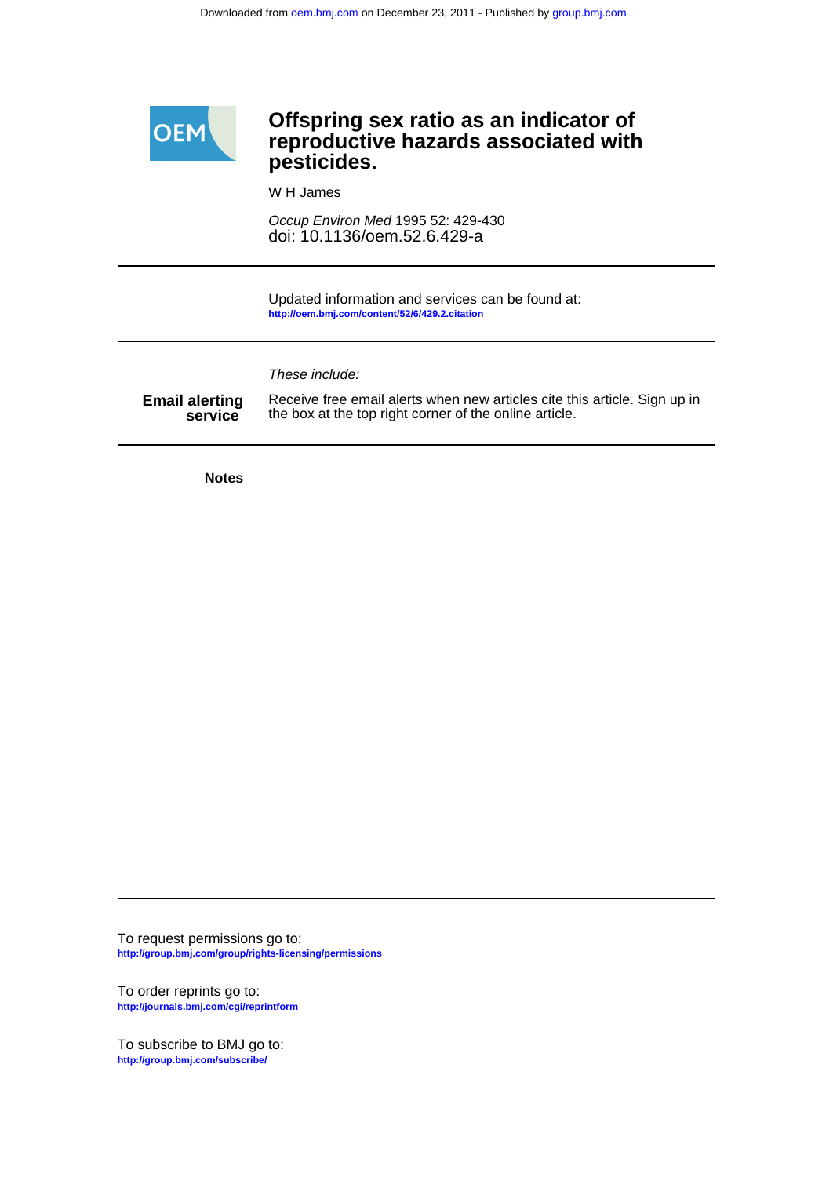# Offspring sex ratio as an indicator of reproductive hazards associated with pesticides.

W H James

*Occup Environ Med* 1995 52: 429-430
doi: 10.1136/oem.52.6.429-a

Updated information and services can be found at:
http://oem.bmj.com/content/52/6/429.2.citation

*These include:*

**Email alerting service**

Receive free email alerts when new articles cite this article. Sign up in the box at the top right corner of the online article.

**Notes**

To request permissions go to:
http://group.bmj.com/group/rights-licensing/permissions

To order reprints go to:
http://journals.bmj.com/cgi/reprintform

To subscribe to BMJ go to:
http://group.bmj.com/subscribe/